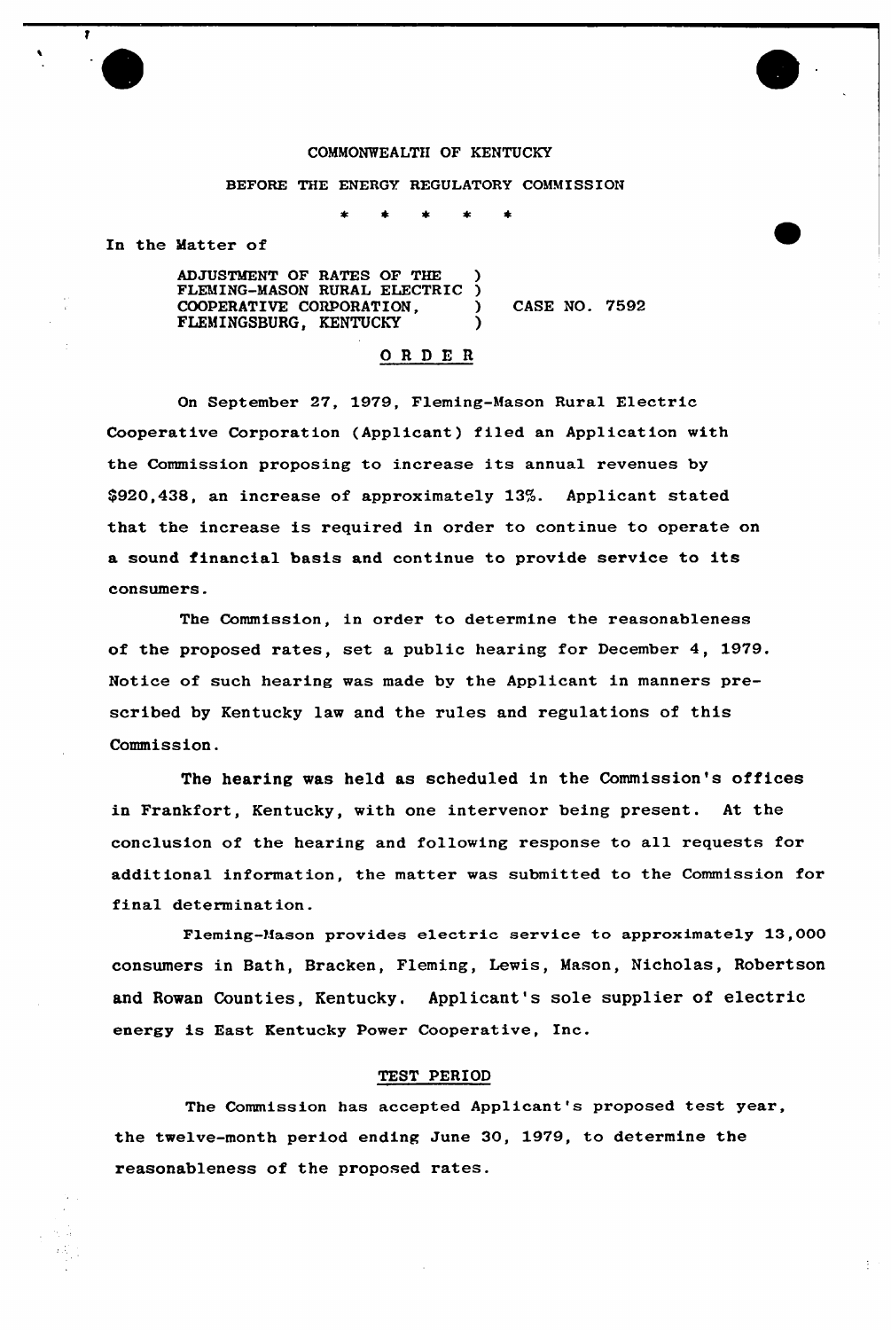COMMONWEALTH OF KENTUCKY

BEFORE THE ENERGY REGULATORY COMMISSION

\* \* \* \* \*

In the Matter of

ADJUSTMENT OF RATES OF THE FLEMING-MASON RURAL ELECTRIC COOPERATIVE CORPORATION, FLEMINGSBURG, KENTUCKY ) CASE NO. 7592

## O R D E R

On September 27, 1979, Fleming-Mason Rural Electric Cooperative Corporation (Applicant) filed an Application with the Commission proposing to increase its annual revenues by $920,438, an increase of approximately 13%. Applicant stated that the increase is required in order to continue to operate on a sound financial basis and continue to provide service to its consumers.

The Commission, in order to determine the reasonableness of the proposed rates, set a public hearing for December 4, 1979. Notice of such hearing was made by the Applicant in manners prescribed by Kentucky law and the rules and regulations of this Commission.

The hearing was held as scheduled in the Commission's offices in Frankfort, Kentucky, with one intervenor being present. At the conclusion of the hearing and following response to all requests for additional information, the matter was submitted to the Commission for final determination.

Fleming-Mason provides electric service to approximately 13,000 consumers in Bath, Bracken, Fleming, Lewis, Mason, Nicholas, Robertson and Rowan Counties, Kentucky. Applicant's sole supplier of electric energy is East Kentucky Power Cooperative, Inc.

### TEST PERIOD

The Commission has accepted Applicant's proposed test year, the twelve-month period ending June 30, 1979, to determine the reasonableness of the proposed rates.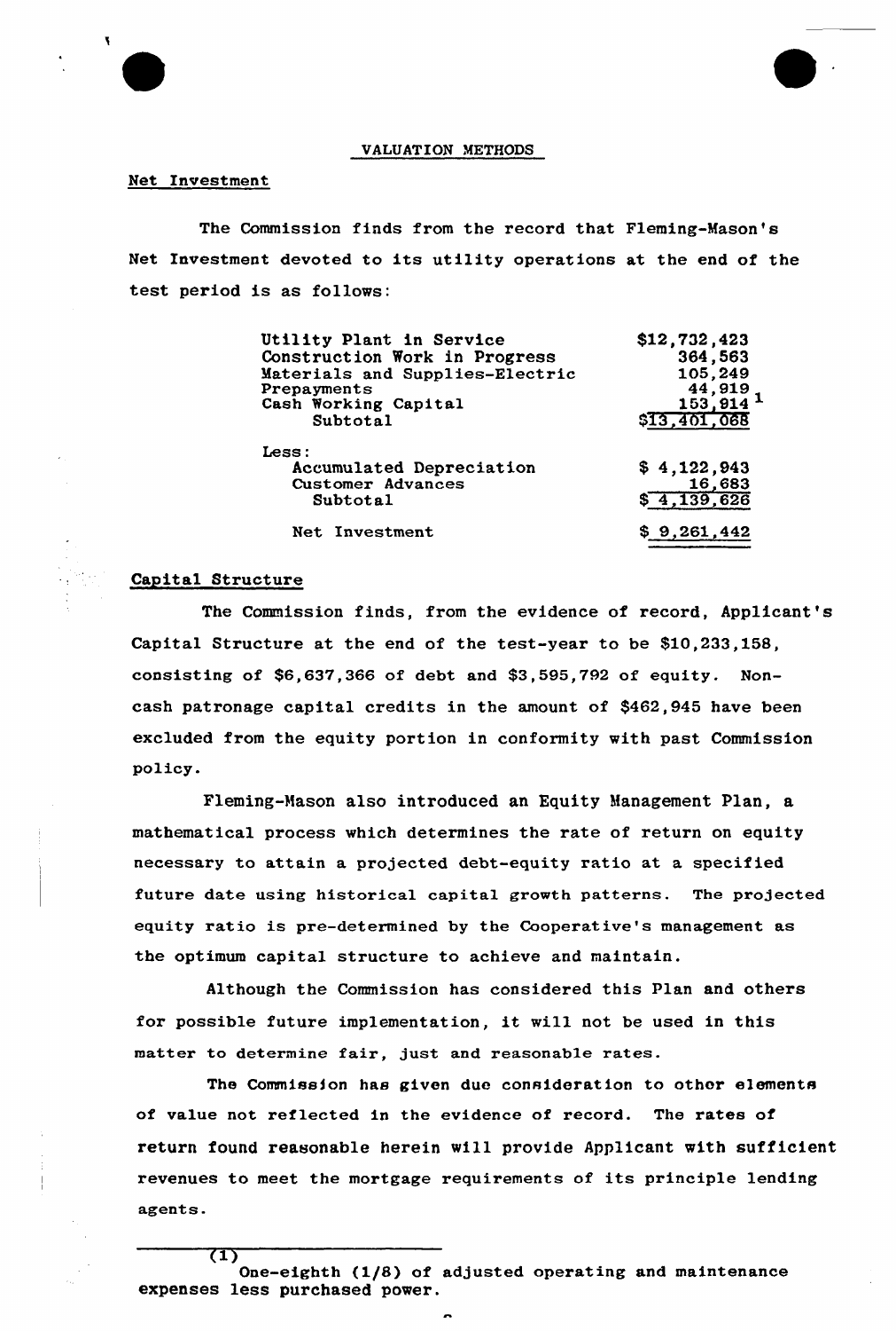## VALUATION METHODS

### Net Investment

The Commission finds from the record that Fleming-Mason's Net Investment devoted to its utility operations at the end of the test period is as follows:

| | |
|---|---|
| Utility Plant in Service | $12,732,423 |
| Construction Work in Progress | 364,563 |
| Materials and Supplies-Electric | 105,249 |
| Prepayments | 44,919 |
| Cash Working Capital | 153,914 [1] |
| Subtotal | $13,401,068 |
| Less: | |
| Accumulated Depreciation | $ 4,122,943 |
| Customer Advances | 16,683 |
| Subtotal | $ 4,139,626 |
| Net Investment | $ 9,261,442 |

### Capital Structure

The Commission finds, from the evidence of record, Applicant's Capital Structure at the end of the test-year to be $10,233,158, consisting of $6,637,366 of debt and $3,595,792 of equity. Non-cash patronage capital credits in the amount of $462,945 have been excluded from the equity portion in conformity with past Commission policy.

Fleming-Mason also introduced an Equity Management Plan, a mathematical process which determines the rate of return on equity necessary to attain a projected debt-equity ratio at a specified future date using historical capital growth patterns. The projected equity ratio is pre-determined by the Cooperative's management as the optimum capital structure to achieve and maintain.

Although the Commission has considered this Plan and others for possible future implementation, it will not be used in this matter to determine fair, just and reasonable rates.

The Commission has given due consideration to other elements of value not reflected in the evidence of record. The rates of return found reasonable herein will provide Applicant with sufficient revenues to meet the mortgage requirements of its principle lending agents.

---

(1) One-eighth (1/8) of adjusted operating and maintenance expenses less purchased power.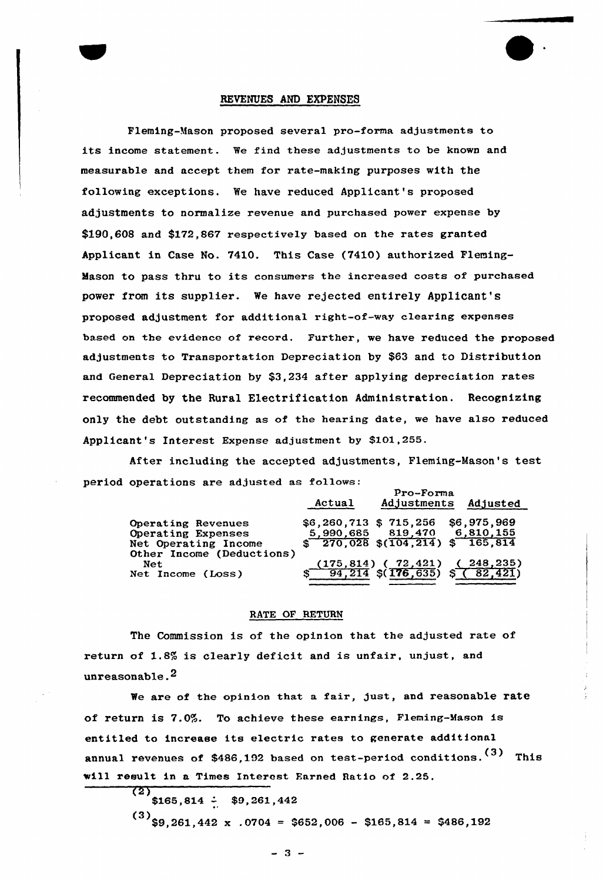## REVENUES AND EXPENSES

Fleming-Mason proposed several pro-forma adjustments to its income statement. We find these adjustments to be known and measurable and accept them for rate-making purposes with the following exceptions. We have reduced Applicant's proposed adjustments to normalize revenue and purchased power expense by \$190,608 and \$172,867 respectively based on the rates granted Applicant in Case No. 7410. This Case (7410) authorized Fleming-Mason to pass thru to its consumers the increased costs of purchased power from its supplier. We have rejected entirely Applicant's proposed adjustment for additional right-of-way clearing expenses based on the evidence of record. Further, we have reduced the proposed adjustments to Transportation Depreciation by \$63 and to Distribution and General Depreciation by \$3,234 after applying depreciation rates recommended by the Rural Electrification Administration. Recognizing only the debt outstanding as of the hearing date, we have also reduced Applicant's Interest Expense adjustment by \$101,255.

After including the accepted adjustments, Fleming-Mason's test period operations are adjusted as follows:

| | Actual | Pro-Forma Adjustments | Adjusted |
|---|---|---|---|
| Operating Revenues | \$6,260,713 | \$ 715,256 | \$6,975,969 |
| Operating Expenses | 5,990,685 | 819,470 | 6,810,155 |
| Net Operating Income | \$ 270,028 | \$(104,214) | \$ 165,814 |
| Other Income (Deductions) Net | (175,814) | ( 72,421) | ( 248,235) |
| Net Income (Loss) | \$ 94,214 | \$(176,635) | \$ ( 82,421) |

## RATE OF RETURN

The Commission is of the opinion that the adjusted rate of return of 1.8% is clearly deficit and is unfair, unjust, and unreasonable.[2]

We are of the opinion that a fair, just, and reasonable rate of return is 7.0%. To achieve these earnings, Fleming-Mason is entitled to increase its electric rates to generate additional annual revenues of \$486,192 based on test-period conditions.[3] This will result in a Times Interest Earned Ratio of 2.25.

---

(2) \$165,814 ÷ \$9,261,442

(3) \$9,261,442 x .0704 = \$652,006 - \$165,814 = \$486,192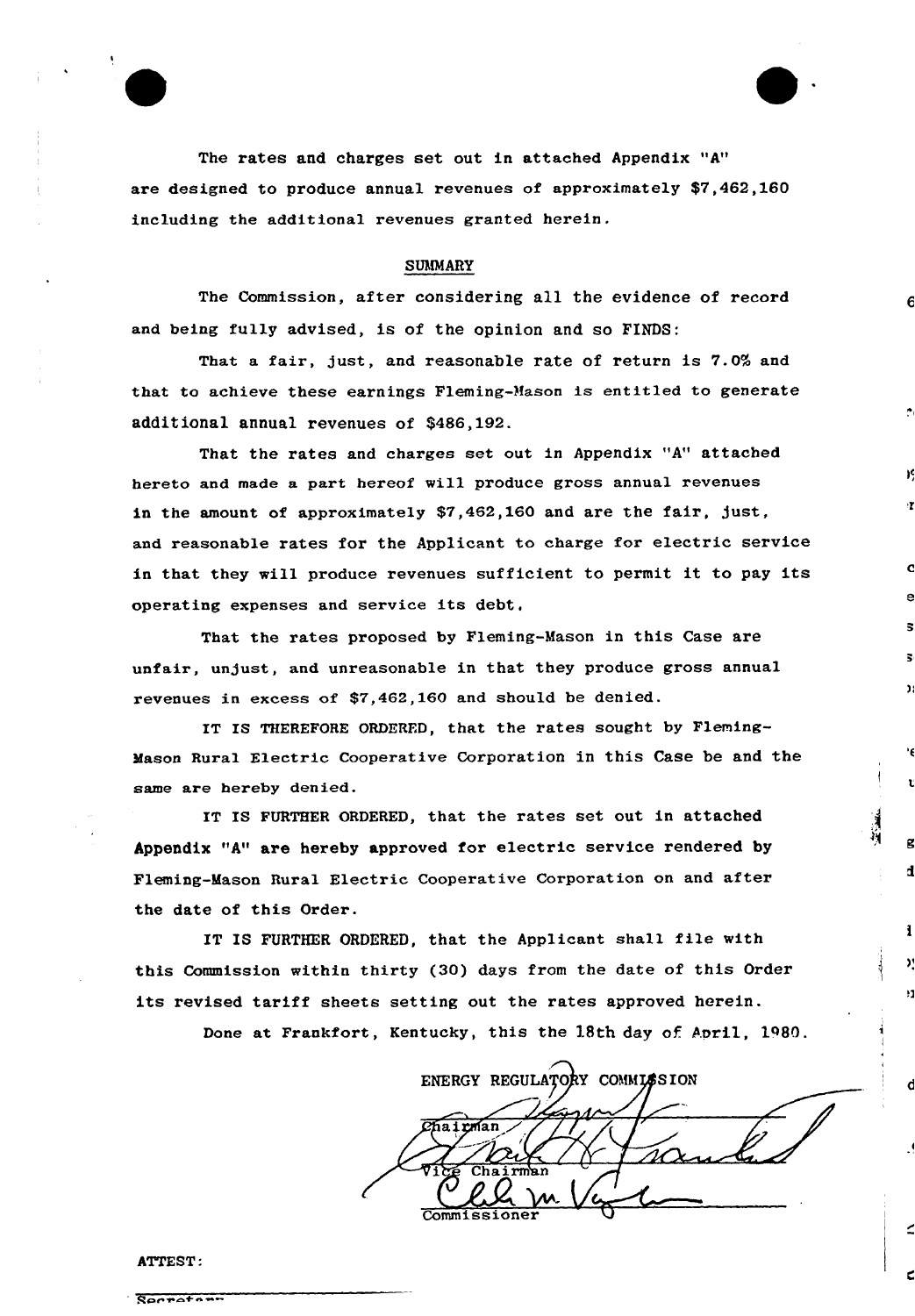The rates and charges set out in attached Appendix "A" are designed to produce annual revenues of approximately $7,462,160 including the additional revenues granted herein.

## SUMMARY

The Commission, after considering all the evidence of record and being fully advised, is of the opinion and so FINDS:

That a fair, just, and reasonable rate of return is 7.0% and that to achieve these earnings Fleming-Mason is entitled to generate additional annual revenues of $486,192.

That the rates and charges set out in Appendix "A" attached hereto and made a part hereof will produce gross annual revenues in the amount of approximately $7,462,160 and are the fair, just, and reasonable rates for the Applicant to charge for electric service in that they will produce revenues sufficient to permit it to pay its operating expenses and service its debt.

That the rates proposed by Fleming-Mason in this Case are unfair, unjust, and unreasonable in that they produce gross annual revenues in excess of $7,462,160 and should be denied.

IT IS THEREFORE ORDERED, that the rates sought by Fleming-Mason Rural Electric Cooperative Corporation in this Case be and the same are hereby denied.

IT IS FURTHER ORDERED, that the rates set out in attached Appendix "A" are hereby approved for electric service rendered by Fleming-Mason Rural Electric Cooperative Corporation on and after the date of this Order.

IT IS FURTHER ORDERED, that the Applicant shall file with this Commission within thirty (30) days from the date of this Order its revised tariff sheets setting out the rates approved herein.

Done at Frankfort, Kentucky, this the 18th day of April, 1980.

ENERGY REGULATORY COMMISSION

Chairman

Vice Chairman

Commissioner

ATTEST:

Secretary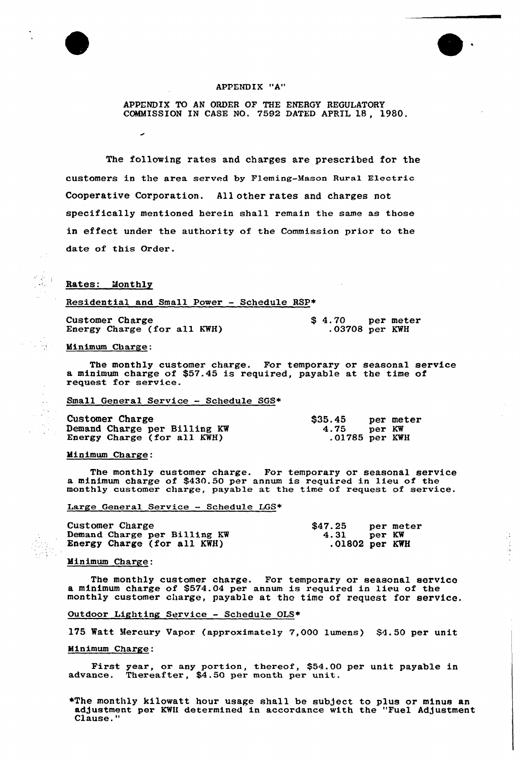APPENDIX "A"

APPENDIX TO AN ORDER OF THE ENERGY REGULATORY COMMISSION IN CASE NO. 7592 DATED APRIL 18, 1980.

The following rates and charges are prescribed for the customers in the area served by Fleming-Mason Rural Electric Cooperative Corporation. All other rates and charges not specifically mentioned herein shall remain the same as those in effect under the authority of the Commission prior to the date of this Order.

Rates: Monthly

Residential and Small Power - Schedule RSP*

| | | |
|---|---|---|
| Customer Charge | $ 4.70 | per meter |
| Energy Charge (for all KWH) | .03708 | per KWH |

Minimum Charge:

The monthly customer charge. For temporary or seasonal service a minimum charge of $57.45 is required, payable at the time of request for service.

Small General Service - Schedule SGS*

| | | |
|---|---|---|
| Customer Charge | $35.45 | per meter |
| Demand Charge per Billing KW | 4.75 | per KW |
| Energy Charge (for all KWH) | .01785 | per KWH |

Minimum Charge:

The monthly customer charge. For temporary or seasonal service a minimum charge of $430.50 per annum is required in lieu of the monthly customer charge, payable at the time of request of service.

Large General Service - Schedule LGS*

| | | |
|---|---|---|
| Customer Charge | $47.25 | per meter |
| Demand Charge per Billing KW | 4.31 | per KW |
| Energy Charge (for all KWH) | .01802 | per KWH |

Minimum Charge:

The monthly customer charge. For temporary or seasonal service a minimum charge of $574.04 per annum is required in lieu of the monthly customer charge, payable at the time of request for service.

Outdoor Lighting Service - Schedule OLS*

175 Watt Mercury Vapor (approximately 7,000 lumens) $4.50 per unit

Minimum Charge:

First year, or any portion, thereof, $54.00 per unit payable in advance. Thereafter, $4.50 per month per unit.

*The monthly kilowatt hour usage shall be subject to plus or minus an adjustment per KWH determined in accordance with the "Fuel Adjustment Clause."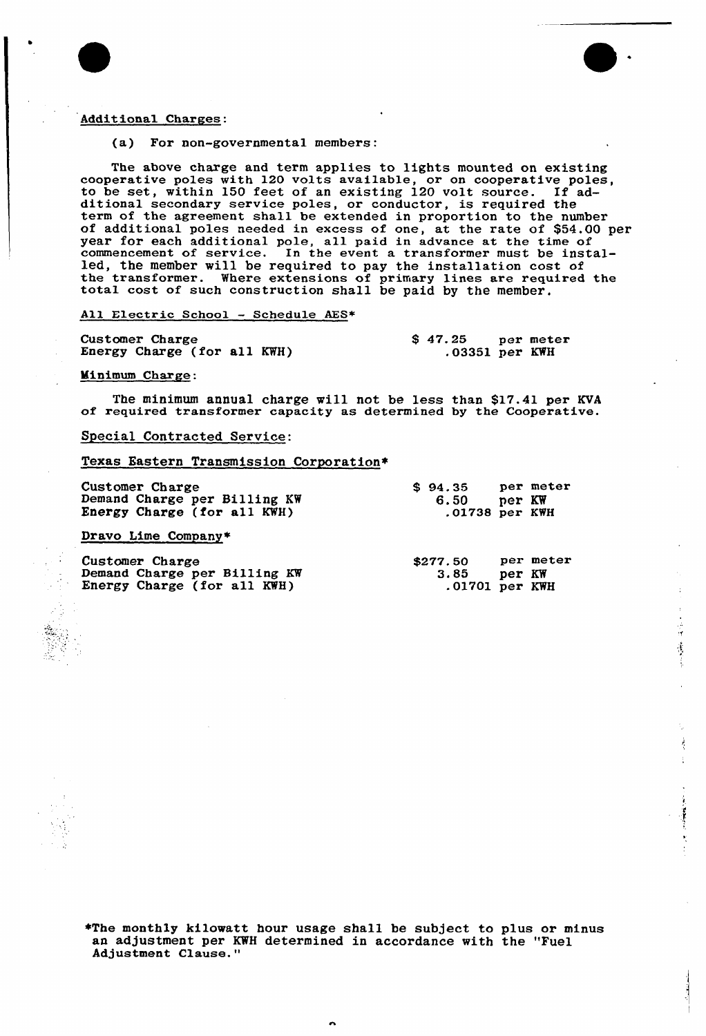Additional Charges:

(a) For non-governmental members:

The above charge and term applies to lights mounted on existing cooperative poles with 120 volts available, or on cooperative poles, to be set, within 150 feet of an existing 120 volt source. If additional secondary service poles, or conductor, is required the term of the agreement shall be extended in proportion to the number of additional poles needed in excess of one, at the rate of $54.00 per year for each additional pole, all paid in advance at the time of commencement of service. In the event a transformer must be installed, the member will be required to pay the installation cost of the transformer. Where extensions of primary lines are required the total cost of such construction shall be paid by the member.

All Electric School - Schedule AES*

| | |
|---|---|
| Customer Charge | $ 47.25 per meter |
| Energy Charge (for all KWH) | .03351 per KWH |

Minimum Charge:

The minimum annual charge will not be less than $17.41 per KVA of required transformer capacity as determined by the Cooperative.

Special Contracted Service:

Texas Eastern Transmission Corporation*

| | |
|---|---|
| Customer Charge | $ 94.35 per meter |
| Demand Charge per Billing KW | 6.50 per KW |
| Energy Charge (for all KWH) | .01738 per KWH |

Dravo Lime Company*

| | |
|---|---|
| Customer Charge | $277.50 per meter |
| Demand Charge per Billing KW | 3.85 per KW |
| Energy Charge (for all KWH) | .01701 per KWH |

*The monthly kilowatt hour usage shall be subject to plus or minus an adjustment per KWH determined in accordance with the "Fuel Adjustment Clause."